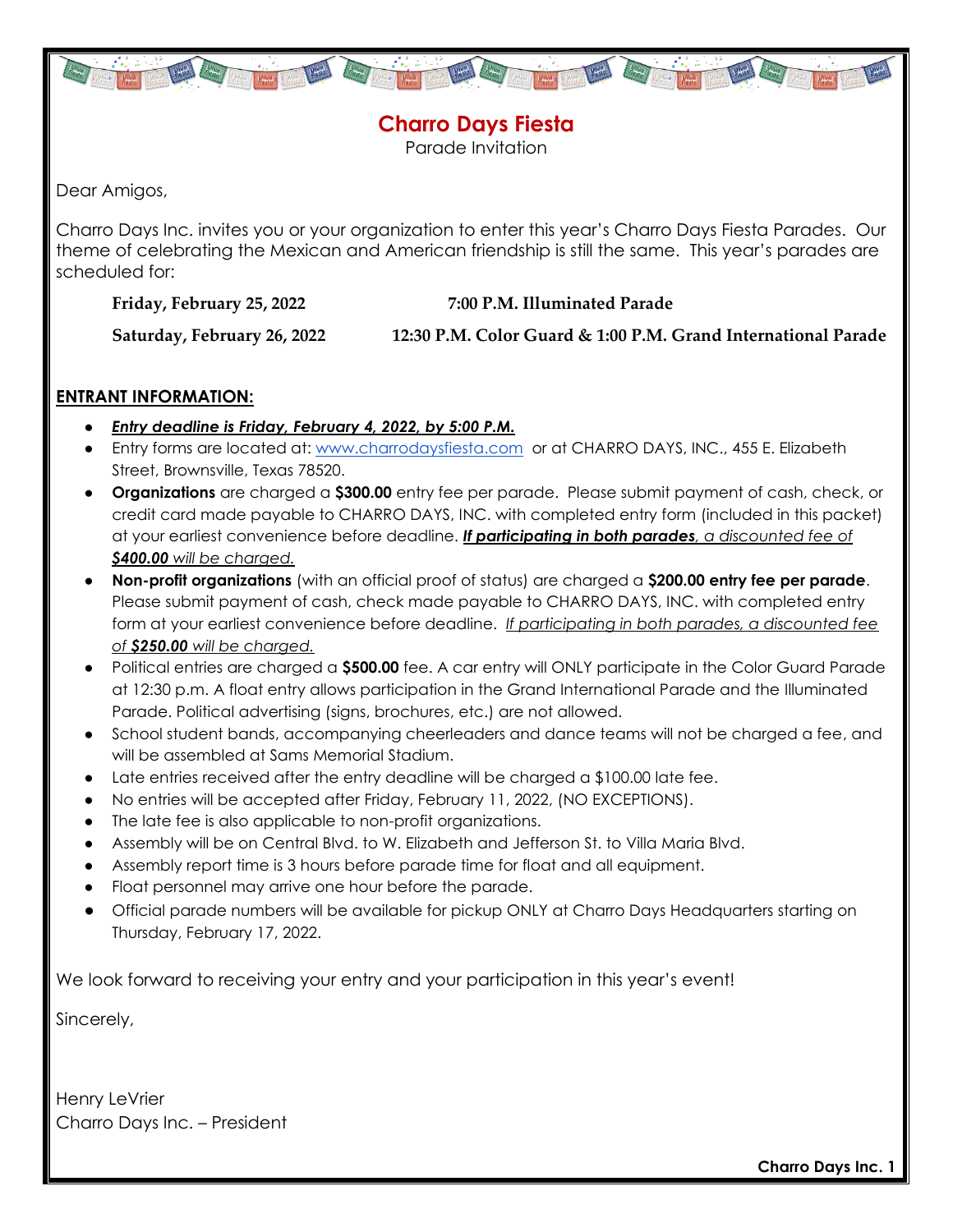# Charro Days Fiesta

Parade Invitation

Dear Amigos,

Charro Days Inc. invites you or your organization to enter this year's Charro Days Fiesta Parades. Our theme of celebrating the Mexican and American friendship is still the same. This year's parades are scheduled for:

**Friday, February 25, 2022** — **7:00 P.M. Illuminated Parade**

**Saturday, February 26, 2022** — **12:30 P.M. Color Guard & 1:00 P.M. Grand International Parade**

## ENTRANT INFORMATION:

- ***Entry deadline is Friday, February 4, 2022, by 5:00 P.M.***
- Entry forms are located at: www.charrodaysfiesta.com or at CHARRO DAYS, INC., 455 E. Elizabeth Street, Brownsville, Texas 78520.
- **Organizations** are charged a **$300.00** entry fee per parade. Please submit payment of cash, check, or credit card made payable to CHARRO DAYS, INC. with completed entry form (included in this packet) at your earliest convenience before deadline. ***If participating in both parades**, a discounted fee of **$400.00** will be charged.*
- **Non-profit organizations** (with an official proof of status) are charged a **$200.00 entry fee per parade**. Please submit payment of cash, check made payable to CHARRO DAYS, INC. with completed entry form at your earliest convenience before deadline. *If participating in both parades, a discounted fee of **$250.00** will be charged.*
- Political entries are charged a **$500.00** fee. A car entry will ONLY participate in the Color Guard Parade at 12:30 p.m. A float entry allows participation in the Grand International Parade and the Illuminated Parade. Political advertising (signs, brochures, etc.) are not allowed.
- School student bands, accompanying cheerleaders and dance teams will not be charged a fee, and will be assembled at Sams Memorial Stadium.
- Late entries received after the entry deadline will be charged a $100.00 late fee.
- No entries will be accepted after Friday, February 11, 2022, (NO EXCEPTIONS).
- The late fee is also applicable to non-profit organizations.
- Assembly will be on Central Blvd. to W. Elizabeth and Jefferson St. to Villa Maria Blvd.
- Assembly report time is 3 hours before parade time for float and all equipment.
- Float personnel may arrive one hour before the parade.
- Official parade numbers will be available for pickup ONLY at Charro Days Headquarters starting on Thursday, February 17, 2022.

We look forward to receiving your entry and your participation in this year's event!

Sincerely,

Henry LeVrier
Charro Days Inc. – President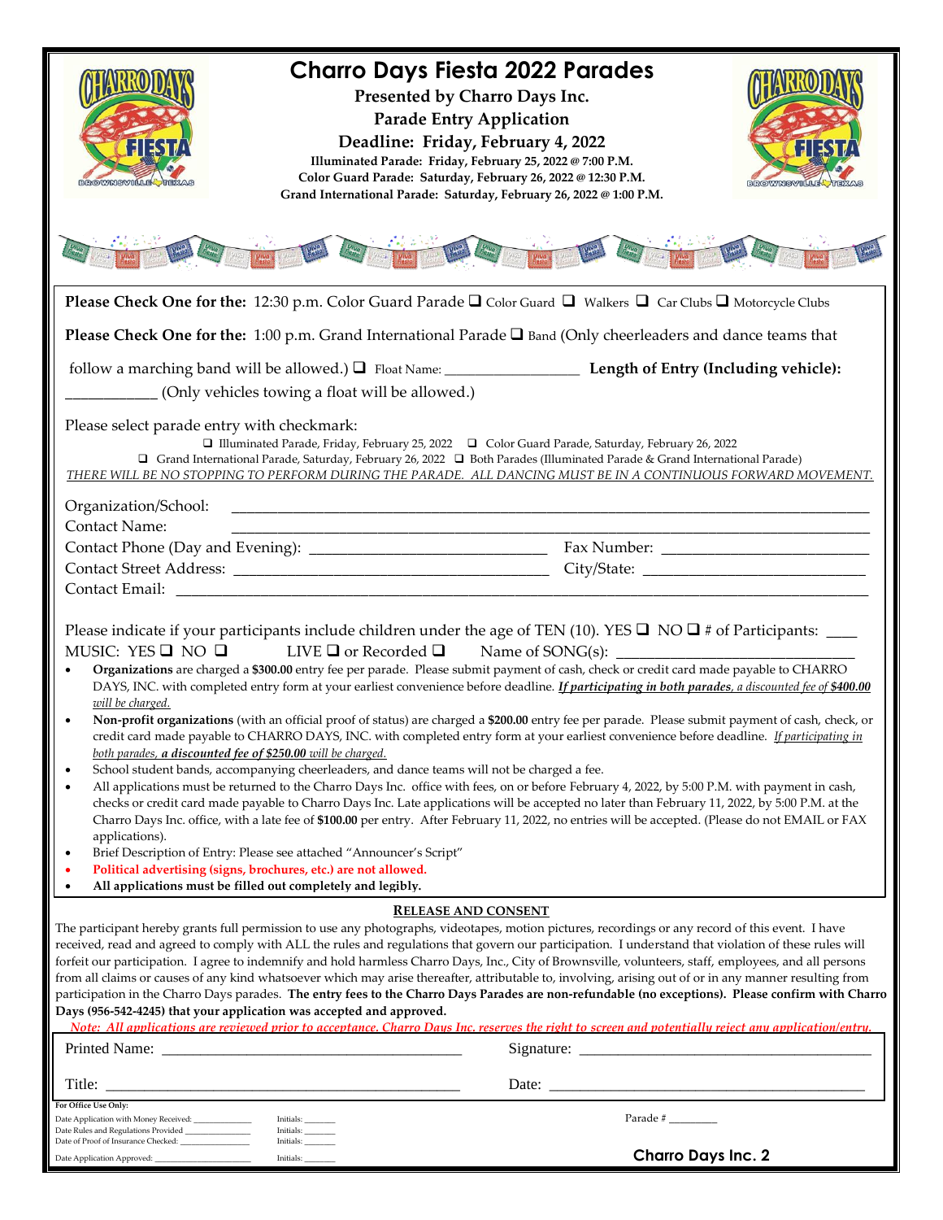# Charro Days Fiesta 2022 Parades

**Presented by Charro Days Inc.**

**Parade Entry Application**

**Deadline: Friday, February 4, 2022**

**Illuminated Parade: Friday, February 25, 2022 @ 7:00 P.M.**
**Color Guard Parade: Saturday, February 26, 2022 @ 12:30 P.M.**
**Grand International Parade: Saturday, February 26, 2022 @ 1:00 P.M.**

**Please Check One for the:** 12:30 p.m. Color Guard Parade ❑ Color Guard ❑ Walkers ❑ Car Clubs ❑ Motorcycle Clubs

**Please Check One for the:** 1:00 p.m. Grand International Parade ❑ Band (Only cheerleaders and dance teams that follow a marching band will be allowed.) ❑ Float Name: ________________ **Length of Entry (Including vehicle):** ___________ (Only vehicles towing a float will be allowed.)

Please select parade entry with checkmark:

❑ Illuminated Parade, Friday, February 25, 2022 ❑ Color Guard Parade, Saturday, February 26, 2022
❑ Grand International Parade, Saturday, February 26, 2022 ❑ Both Parades (Illuminated Parade & Grand International Parade)

*THERE WILL BE NO STOPPING TO PERFORM DURING THE PARADE. ALL DANCING MUST BE IN A CONTINUOUS FORWARD MOVEMENT.*

Organization/School: ______________________________________________

Contact Name: ______________________________________________

Contact Phone (Day and Evening): ____________________________ Fax Number: ________________________

Contact Street Address: ______________________________________ City/State: ___________________________

Contact Email: ______________________________________________

Please indicate if your participants include children under the age of TEN (10). YES ❑ NO ❑ # of Participants: ____

MUSIC: YES ❑ NO ❑ LIVE ❑ or Recorded ❑ Name of SONG(s): _____________________________

- **Organizations** are charged a **$300.00** entry fee per parade. Please submit payment of cash, check or credit card made payable to CHARRO DAYS, INC. with completed entry form at your earliest convenience before deadline. ***If participating in both parades**, a discounted fee of **$400.00** will be charged.*
- **Non-profit organizations** (with an official proof of status) are charged a **$200.00** entry fee per parade. Please submit payment of cash, check, or credit card made payable to CHARRO DAYS, INC. with completed entry form at your earliest convenience before deadline. *If participating in both parades, **a discounted fee of $250.00** will be charged.*
- School student bands, accompanying cheerleaders, and dance teams will not be charged a fee.
- All applications must be returned to the Charro Days Inc. office with fees, on or before February 4, 2022, by 5:00 P.M. with payment in cash, checks or credit card made payable to Charro Days Inc. Late applications will be accepted no later than February 11, 2022, by 5:00 P.M. at the Charro Days Inc. office, with a late fee of **$100.00** per entry. After February 11, 2022, no entries will be accepted. (Please do not EMAIL or FAX applications).
- Brief Description of Entry: Please see attached "Announcer's Script"
- **Political advertising (signs, brochures, etc.) are not allowed.**
- **All applications must be filled out completely and legibly.**

## RELEASE AND CONSENT

The participant hereby grants full permission to use any photographs, videotapes, motion pictures, recordings or any record of this event. I have received, read and agreed to comply with ALL the rules and regulations that govern our participation. I understand that violation of these rules will forfeit our participation. I agree to indemnify and hold harmless Charro Days, Inc., City of Brownsville, volunteers, staff, employees, and all persons from all claims or causes of any kind whatsoever which may arise thereafter, attributable to, involving, arising out of or in any manner resulting from participation in the Charro Days parades. **The entry fees to the Charro Days Parades are non-refundable (no exceptions). Please confirm with Charro Days (956-542-4245) that your application was accepted and approved.**

*Note: All applications are reviewed prior to acceptance. Charro Days Inc. reserves the right to screen and potentially reject any application/entry.*

Printed Name: ______________________________ Signature: ______________________________

Title: ______________________________ Date: ______________________________

**For Office Use Only:**

Date Application with Money Received: ____________ Initials: ______
Date Rules and Regulations Provided ____________ Initials: ______
Date of Proof of Insurance Checked: ____________ Initials: ______
Date Application Approved: ____________ Initials: ______

Parade # ________

**Charro Days Inc. 2**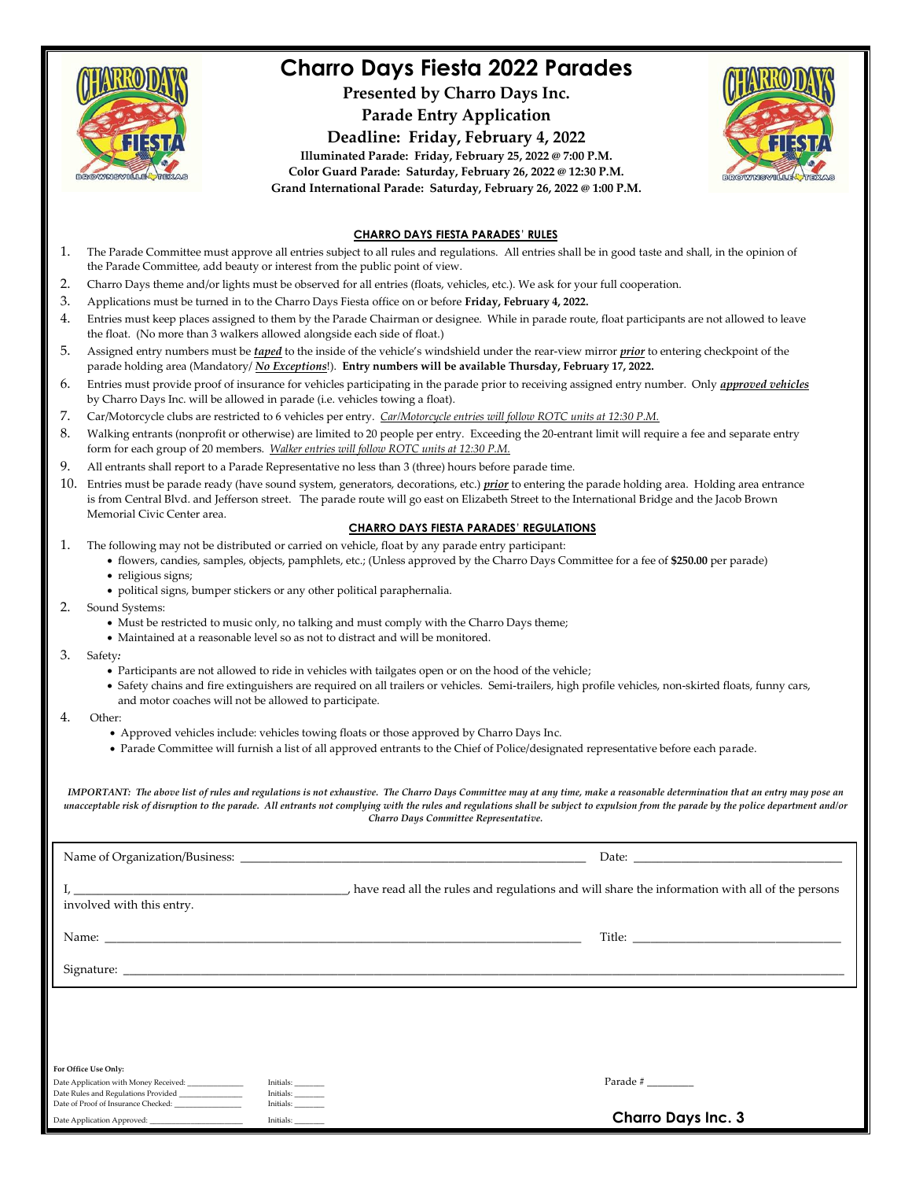# Charro Days Fiesta 2022 Parades

**Presented by Charro Days Inc.**

**Parade Entry Application**

**Deadline: Friday, February 4, 2022**

**Illuminated Parade: Friday, February 25, 2022 @ 7:00 P.M.**
**Color Guard Parade: Saturday, February 26, 2022 @ 12:30 P.M.**
**Grand International Parade: Saturday, February 26, 2022 @ 1:00 P.M.**

## CHARRO DAYS FIESTA PARADES' RULES

1. The Parade Committee must approve all entries subject to all rules and regulations. All entries shall be in good taste and shall, in the opinion of the Parade Committee, add beauty or interest from the public point of view.
2. Charro Days theme and/or lights must be observed for all entries (floats, vehicles, etc.). We ask for your full cooperation.
3. Applications must be turned in to the Charro Days Fiesta office on or before **Friday, February 4, 2022.**
4. Entries must keep places assigned to them by the Parade Chairman or designee. While in parade route, float participants are not allowed to leave the float. (No more than 3 walkers allowed alongside each side of float.)
5. Assigned entry numbers must be ***taped*** to the inside of the vehicle's windshield under the rear-view mirror ***prior*** to entering checkpoint of the parade holding area (Mandatory/ ***No Exceptions***!). **Entry numbers will be available Thursday, February 17, 2022.**
6. Entries must provide proof of insurance for vehicles participating in the parade prior to receiving assigned entry number. Only ***approved vehicles*** by Charro Days Inc. will be allowed in parade (i.e. vehicles towing a float).
7. Car/Motorcycle clubs are restricted to 6 vehicles per entry. *Car/Motorcycle entries will follow ROTC units at 12:30 P.M.*
8. Walking entrants (nonprofit or otherwise) are limited to 20 people per entry. Exceeding the 20-entrant limit will require a fee and separate entry form for each group of 20 members. *Walker entries will follow ROTC units at 12:30 P.M.*
9. All entrants shall report to a Parade Representative no less than 3 (three) hours before parade time.
10. Entries must be parade ready (have sound system, generators, decorations, etc.) ***prior*** to entering the parade holding area. Holding area entrance is from Central Blvd. and Jefferson street. The parade route will go east on Elizabeth Street to the International Bridge and the Jacob Brown Memorial Civic Center area.

## CHARRO DAYS FIESTA PARADES' REGULATIONS

1. The following may not be distributed or carried on vehicle, float by any parade entry participant:
   - flowers, candies, samples, objects, pamphlets, etc.; (Unless approved by the Charro Days Committee for a fee of **$250.00** per parade)
   - religious signs;
   - political signs, bumper stickers or any other political paraphernalia.
2. Sound Systems:
   - Must be restricted to music only, no talking and must comply with the Charro Days theme;
   - Maintained at a reasonable level so as not to distract and will be monitored.
3. Safety:
   - Participants are not allowed to ride in vehicles with tailgates open or on the hood of the vehicle;
   - Safety chains and fire extinguishers are required on all trailers or vehicles. Semi-trailers, high profile vehicles, non-skirted floats, funny cars, and motor coaches will not be allowed to participate.
4. Other:
   - Approved vehicles include: vehicles towing floats or those approved by Charro Days Inc.
   - Parade Committee will furnish a list of all approved entrants to the Chief of Police/designated representative before each parade.

***IMPORTANT: The above list of rules and regulations is not exhaustive. The Charro Days Committee may at any time, make a reasonable determination that an entry may pose an unacceptable risk of disruption to the parade. All entrants not complying with the rules and regulations shall be subject to expulsion from the parade by the police department and/or Charro Days Committee Representative.***

Name of Organization/Business: ______________________________ Date: ____________________

I, ______________________________, have read all the rules and regulations and will share the information with all of the persons involved with this entry.

Name: ______________________________ Title: ____________________

Signature: ______________________________

**For Office Use Only:**

Date Application with Money Received: __________ Initials: ______
Date Rules and Regulations Provided __________ Initials: ______
Date of Proof of Insurance Checked: __________ Initials: ______

Date Application Approved: __________ Initials: ______

Parade # ________

**Charro Days Inc. 3**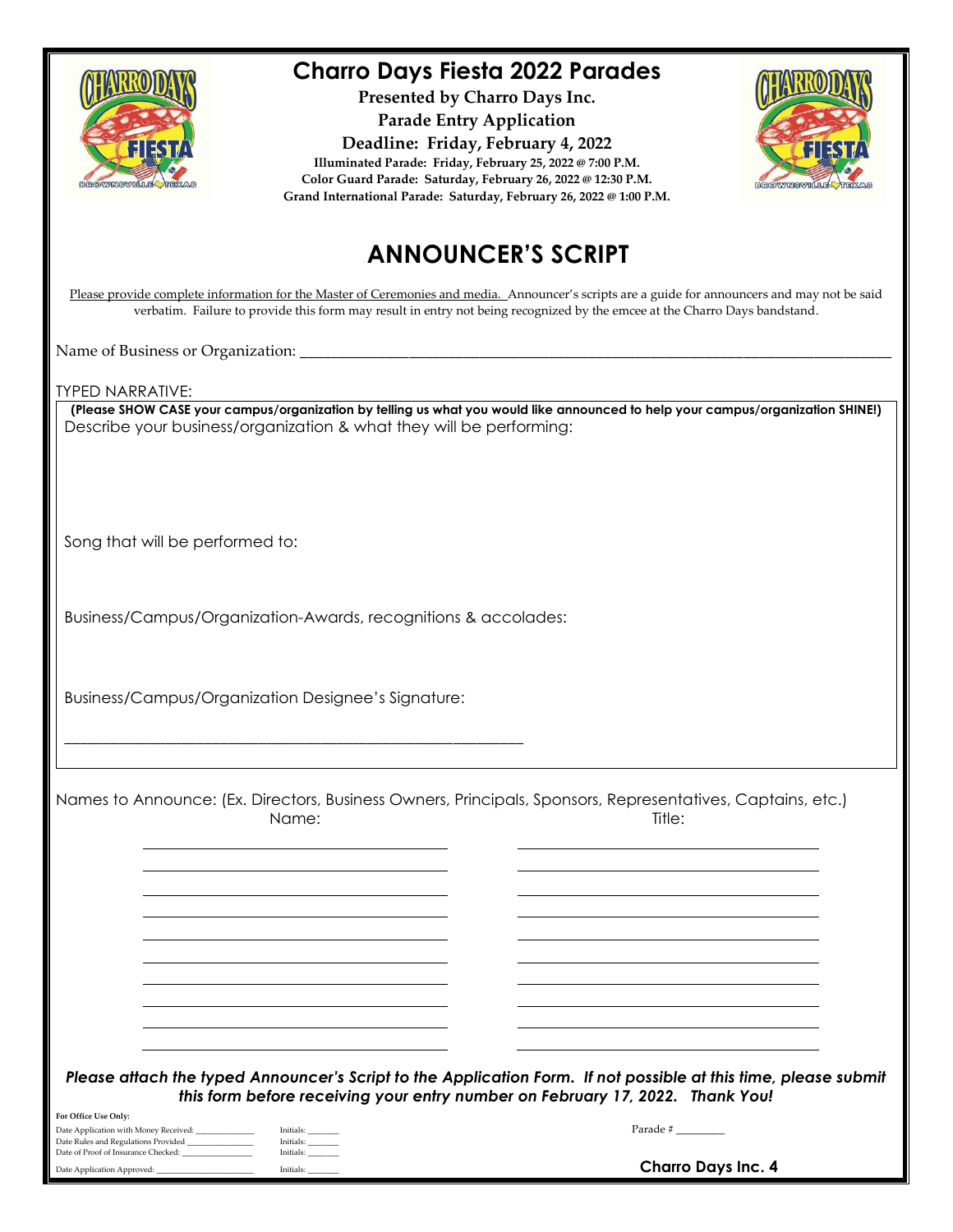# Charro Days Fiesta 2022 Parades

**Presented by Charro Days Inc.**

**Parade Entry Application**

**Deadline: Friday, February 4, 2022**

**Illuminated Parade: Friday, February 25, 2022 @ 7:00 P.M.**
**Color Guard Parade: Saturday, February 26, 2022 @ 12:30 P.M.**
**Grand International Parade: Saturday, February 26, 2022 @ 1:00 P.M.**

## ANNOUNCER'S SCRIPT

Please provide complete information for the Master of Ceremonies and media. Announcer's scripts are a guide for announcers and may not be said verbatim. Failure to provide this form may result in entry not being recognized by the emcee at the Charro Days bandstand.

Name of Business or Organization: ___________________________________________

TYPED NARRATIVE:

**(Please SHOW CASE your campus/organization by telling us what you would like announced to help your campus/organization SHINE!)**

Describe your business/organization & what they will be performing:

Song that will be performed to:

Business/Campus/Organization-Awards, recognitions & accolades:

Business/Campus/Organization Designee's Signature:

___________________________________________

Names to Announce: (Ex. Directors, Business Owners, Principals, Sponsors, Representatives, Captains, etc.)

| Name: | Title: |
|---|---|
| | |
| | |
| | |
| | |
| | |
| | |
| | |
| | |
| | |
| | |

***Please attach the typed Announcer's Script to the Application Form. If not possible at this time, please submit this form before receiving your entry number on February 17, 2022. Thank You!***

For Office Use Only:

Date Application with Money Received: _____________ Initials: _______
Date Rules and Regulations Provided _____________ Initials: _______
Date of Proof of Insurance Checked: _____________ Initials: _______
Date Application Approved: _____________ Initials: _______

Parade # _________

**Charro Days Inc.**